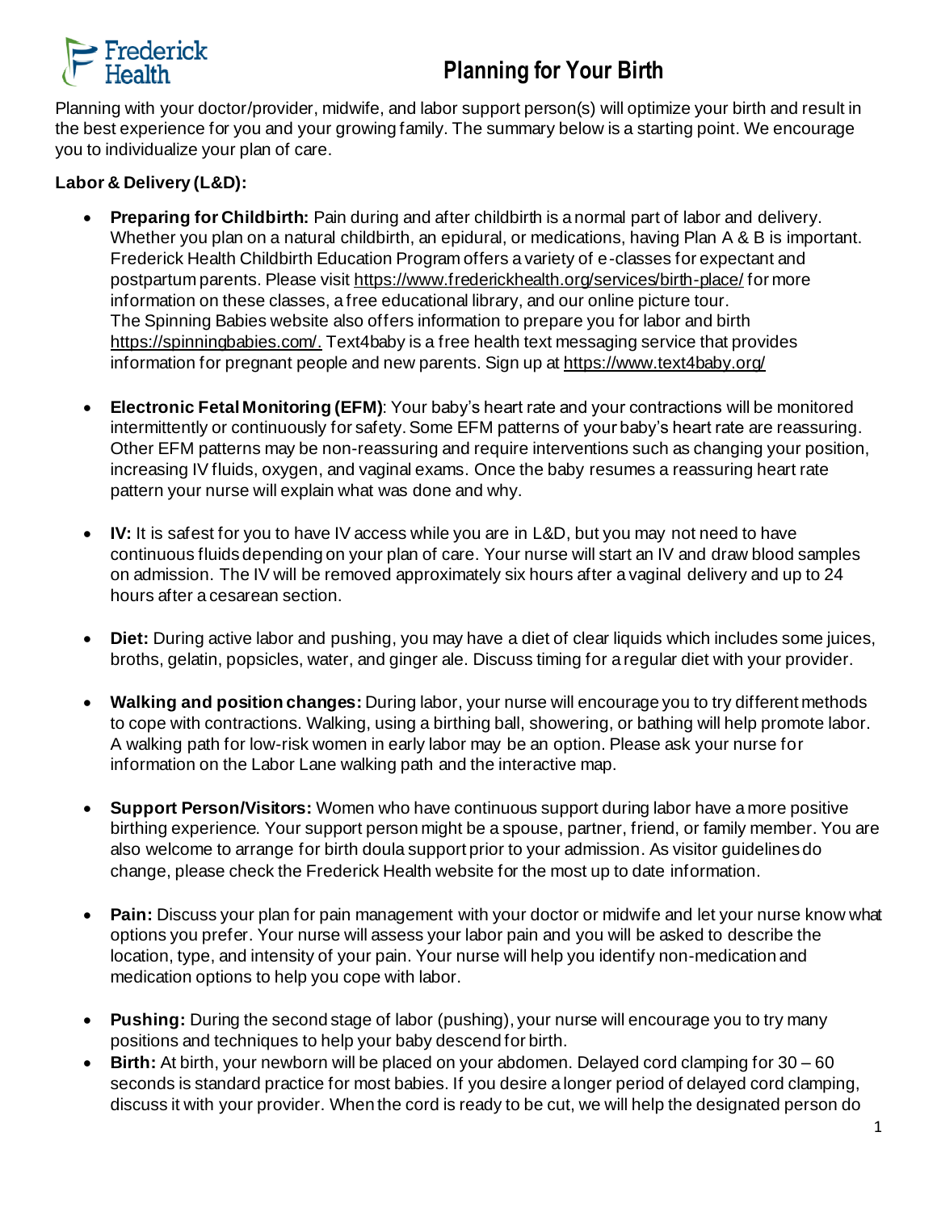# Planning for Your Birth

Planning with your doctor/provider, midwife, and labor support person(s) will optimize your birth and result in the best experience for you and your growing family. The summary below is a starting point. We encourage you to individualize your plan of care.

**Labor & Delivery (L&D):**

- **Preparing for Childbirth:** Pain during and after childbirth is a normal part of labor and delivery. Whether you plan on a natural childbirth, an epidural, or medications, having Plan A & B is important. Frederick Health Childbirth Education Program offers a variety of e-classes for expectant and postpartum parents. Please visit https://www.frederickhealth.org/services/birth-place/ for more information on these classes, a free educational library, and our online picture tour. The Spinning Babies website also offers information to prepare you for labor and birth https://spinningbabies.com/. Text4baby is a free health text messaging service that provides information for pregnant people and new parents. Sign up at https://www.text4baby.org/

- **Electronic Fetal Monitoring (EFM)**: Your baby's heart rate and your contractions will be monitored intermittently or continuously for safety. Some EFM patterns of your baby's heart rate are reassuring. Other EFM patterns may be non-reassuring and require interventions such as changing your position, increasing IV fluids, oxygen, and vaginal exams. Once the baby resumes a reassuring heart rate pattern your nurse will explain what was done and why.

- **IV:** It is safest for you to have IV access while you are in L&D, but you may not need to have continuous fluids depending on your plan of care. Your nurse will start an IV and draw blood samples on admission. The IV will be removed approximately six hours after a vaginal delivery and up to 24 hours after a cesarean section.

- **Diet:** During active labor and pushing, you may have a diet of clear liquids which includes some juices, broths, gelatin, popsicles, water, and ginger ale. Discuss timing for a regular diet with your provider.

- **Walking and position changes:** During labor, your nurse will encourage you to try different methods to cope with contractions. Walking, using a birthing ball, showering, or bathing will help promote labor. A walking path for low-risk women in early labor may be an option. Please ask your nurse for information on the Labor Lane walking path and the interactive map.

- **Support Person/Visitors:** Women who have continuous support during labor have a more positive birthing experience. Your support person might be a spouse, partner, friend, or family member. You are also welcome to arrange for birth doula support prior to your admission. As visitor guidelines do change, please check the Frederick Health website for the most up to date information.

- **Pain:** Discuss your plan for pain management with your doctor or midwife and let your nurse know what options you prefer. Your nurse will assess your labor pain and you will be asked to describe the location, type, and intensity of your pain. Your nurse will help you identify non-medication and medication options to help you cope with labor.

- **Pushing:** During the second stage of labor (pushing), your nurse will encourage you to try many positions and techniques to help your baby descend for birth.
- **Birth:** At birth, your newborn will be placed on your abdomen. Delayed cord clamping for 30 – 60 seconds is standard practice for most babies. If you desire a longer period of delayed cord clamping, discuss it with your provider. When the cord is ready to be cut, we will help the designated person do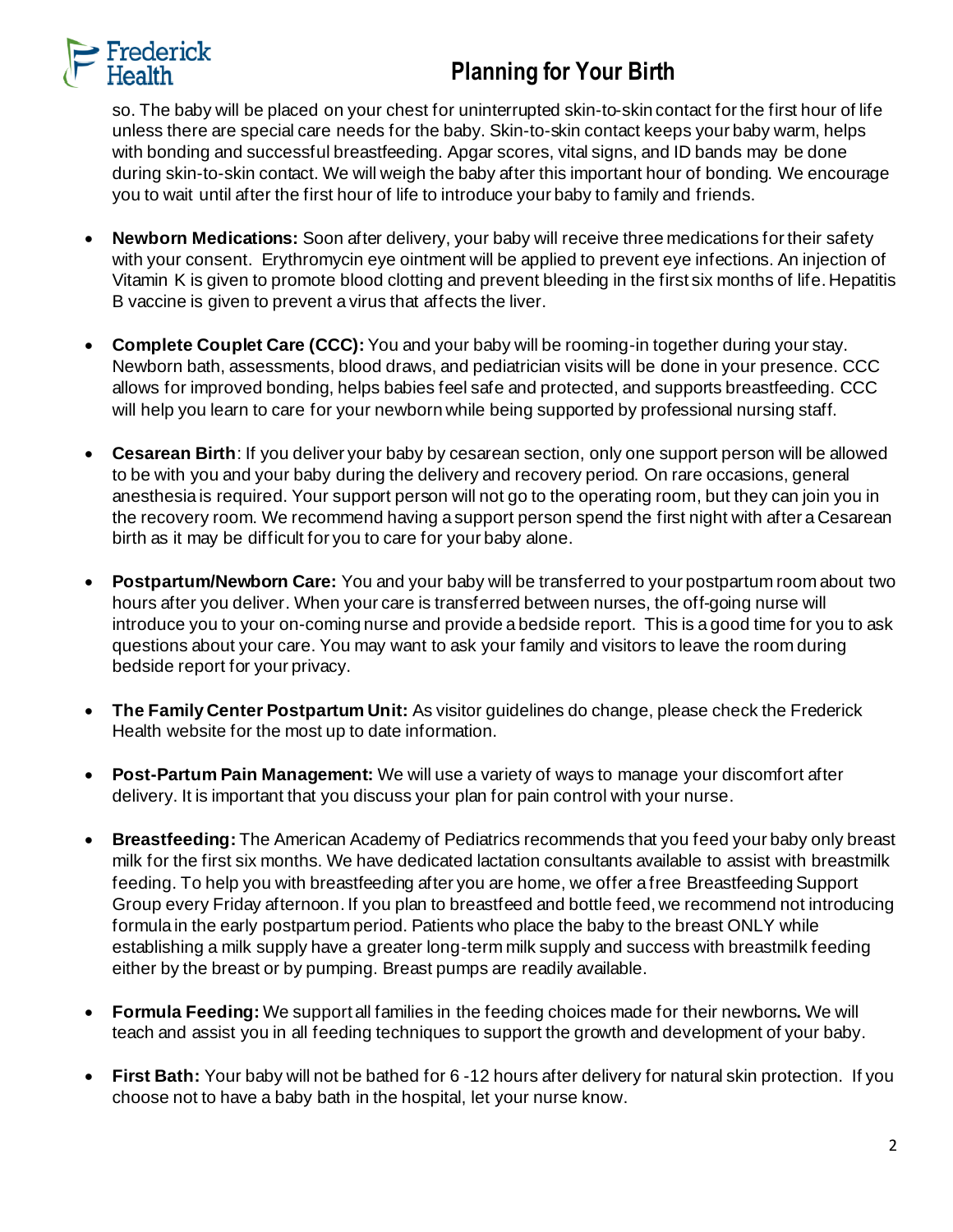so. The baby will be placed on your chest for uninterrupted skin-to-skin contact for the first hour of life unless there are special care needs for the baby. Skin-to-skin contact keeps your baby warm, helps with bonding and successful breastfeeding. Apgar scores, vital signs, and ID bands may be done during skin-to-skin contact. We will weigh the baby after this important hour of bonding. We encourage you to wait until after the first hour of life to introduce your baby to family and friends.

- **Newborn Medications:** Soon after delivery, your baby will receive three medications for their safety with your consent. Erythromycin eye ointment will be applied to prevent eye infections. An injection of Vitamin K is given to promote blood clotting and prevent bleeding in the first six months of life. Hepatitis B vaccine is given to prevent a virus that affects the liver.

- **Complete Couplet Care (CCC):** You and your baby will be rooming-in together during your stay. Newborn bath, assessments, blood draws, and pediatrician visits will be done in your presence. CCC allows for improved bonding, helps babies feel safe and protected, and supports breastfeeding. CCC will help you learn to care for your newborn while being supported by professional nursing staff.

- **Cesarean Birth**: If you deliver your baby by cesarean section, only one support person will be allowed to be with you and your baby during the delivery and recovery period. On rare occasions, general anesthesia is required. Your support person will not go to the operating room, but they can join you in the recovery room. We recommend having a support person spend the first night with after a Cesarean birth as it may be difficult for you to care for your baby alone.

- **Postpartum/Newborn Care:** You and your baby will be transferred to your postpartum room about two hours after you deliver. When your care is transferred between nurses, the off-going nurse will introduce you to your on-coming nurse and provide a bedside report. This is a good time for you to ask questions about your care. You may want to ask your family and visitors to leave the room during bedside report for your privacy.

- **The Family Center Postpartum Unit:** As visitor guidelines do change, please check the Frederick Health website for the most up to date information.

- **Post-Partum Pain Management:** We will use a variety of ways to manage your discomfort after delivery. It is important that you discuss your plan for pain control with your nurse.

- **Breastfeeding:** The American Academy of Pediatrics recommends that you feed your baby only breast milk for the first six months. We have dedicated lactation consultants available to assist with breastmilk feeding. To help you with breastfeeding after you are home, we offer a free Breastfeeding Support Group every Friday afternoon. If you plan to breastfeed and bottle feed, we recommend not introducing formula in the early postpartum period. Patients who place the baby to the breast ONLY while establishing a milk supply have a greater long-term milk supply and success with breastmilk feeding either by the breast or by pumping. Breast pumps are readily available.

- **Formula Feeding:** We support all families in the feeding choices made for their newborns**.** We will teach and assist you in all feeding techniques to support the growth and development of your baby.

- **First Bath:** Your baby will not be bathed for 6 -12 hours after delivery for natural skin protection. If you choose not to have a baby bath in the hospital, let your nurse know.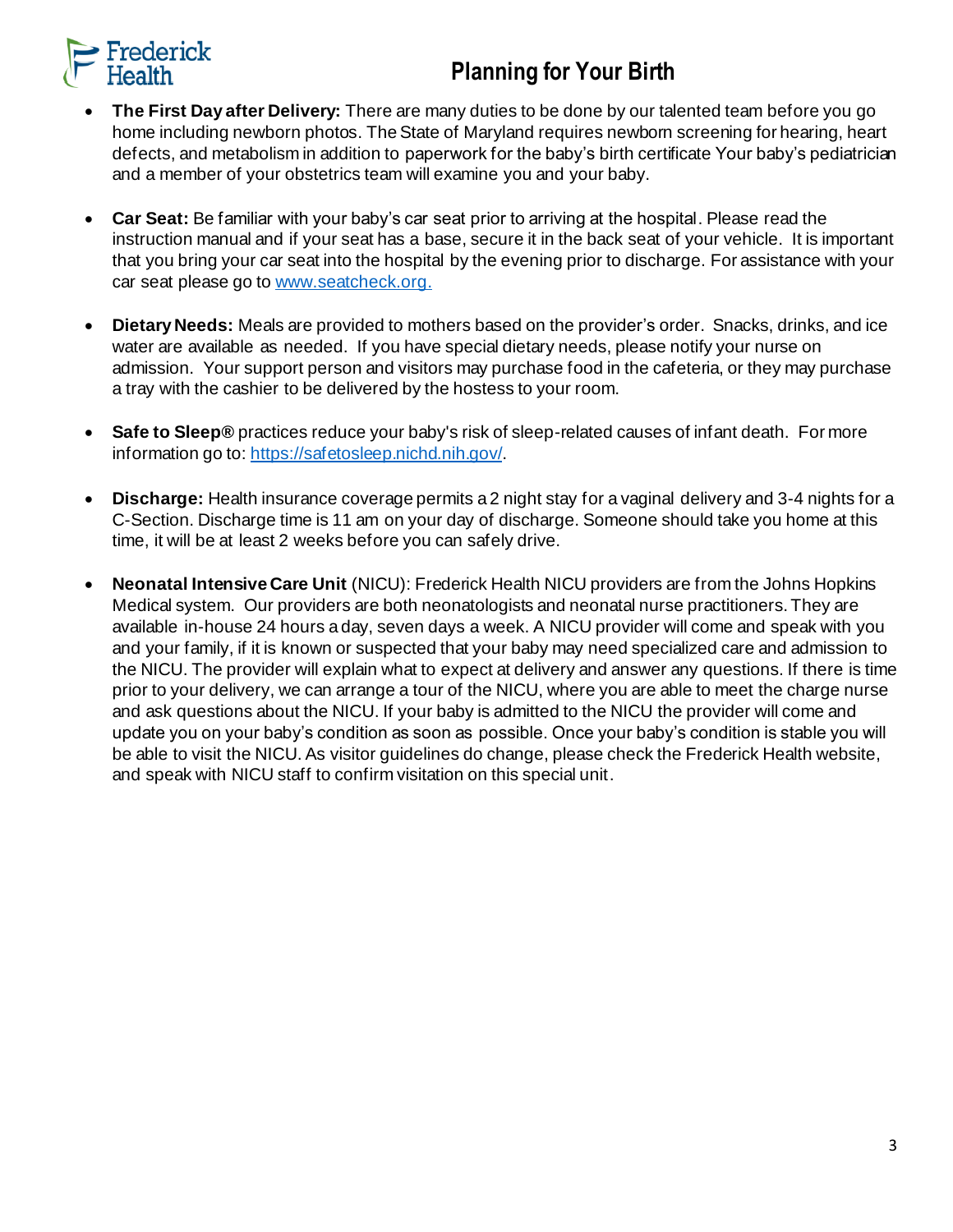# Planning for Your Birth

- **The First Day after Delivery:** There are many duties to be done by our talented team before you go home including newborn photos. The State of Maryland requires newborn screening for hearing, heart defects, and metabolism in addition to paperwork for the baby's birth certificate Your baby's pediatrician and a member of your obstetrics team will examine you and your baby.

- **Car Seat:** Be familiar with your baby's car seat prior to arriving at the hospital. Please read the instruction manual and if your seat has a base, secure it in the back seat of your vehicle. It is important that you bring your car seat into the hospital by the evening prior to discharge. For assistance with your car seat please go to [www.seatcheck.org.](http://www.seatcheck.org)

- **Dietary Needs:** Meals are provided to mothers based on the provider's order. Snacks, drinks, and ice water are available as needed. If you have special dietary needs, please notify your nurse on admission. Your support person and visitors may purchase food in the cafeteria, or they may purchase a tray with the cashier to be delivered by the hostess to your room.

- **Safe to Sleep®** practices reduce your baby's risk of sleep-related causes of infant death. For more information go to: [https://safetosleep.nichd.nih.gov/](https://safetosleep.nichd.nih.gov/).

- **Discharge:** Health insurance coverage permits a 2 night stay for a vaginal delivery and 3-4 nights for a C-Section. Discharge time is 11 am on your day of discharge. Someone should take you home at this time, it will be at least 2 weeks before you can safely drive.

- **Neonatal Intensive Care Unit** (NICU): Frederick Health NICU providers are from the Johns Hopkins Medical system. Our providers are both neonatologists and neonatal nurse practitioners. They are available in-house 24 hours a day, seven days a week. A NICU provider will come and speak with you and your family, if it is known or suspected that your baby may need specialized care and admission to the NICU. The provider will explain what to expect at delivery and answer any questions. If there is time prior to your delivery, we can arrange a tour of the NICU, where you are able to meet the charge nurse and ask questions about the NICU. If your baby is admitted to the NICU the provider will come and update you on your baby's condition as soon as possible. Once your baby's condition is stable you will be able to visit the NICU. As visitor guidelines do change, please check the Frederick Health website, and speak with NICU staff to confirm visitation on this special unit.